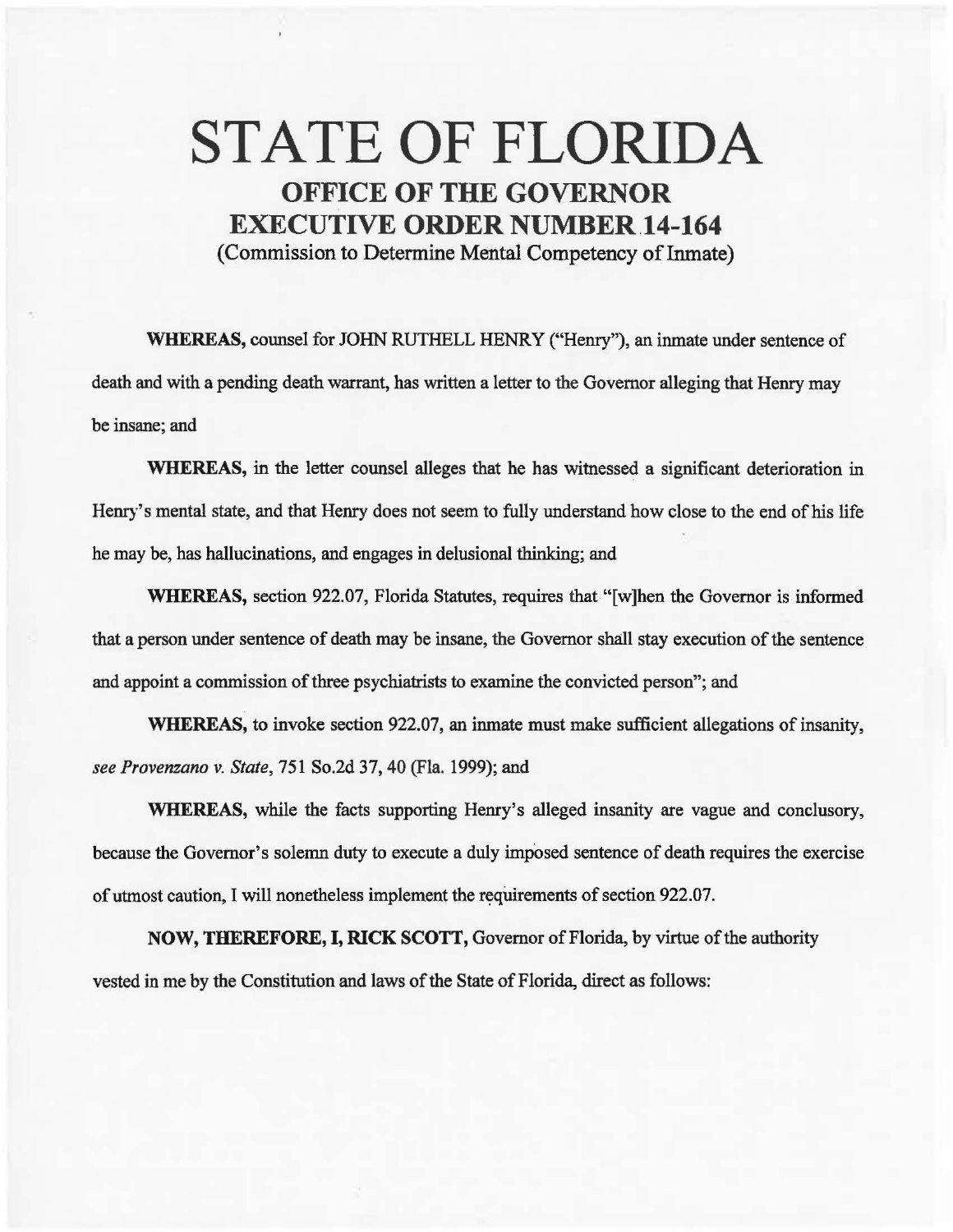# STATE OF FLORIDA

## OFFICE OF THE GOVERNOR
## EXECUTIVE ORDER NUMBER 14-164

(Commission to Determine Mental Competency of Inmate)

**WHEREAS,** counsel for JOHN RUTHELL HENRY ("Henry"), an inmate under sentence of death and with a pending death warrant, has written a letter to the Governor alleging that Henry may be insane; and

**WHEREAS,** in the letter counsel alleges that he has witnessed a significant deterioration in Henry's mental state, and that Henry does not seem to fully understand how close to the end of his life he may be, has hallucinations, and engages in delusional thinking; and

**WHEREAS,** section 922.07, Florida Statutes, requires that "[w]hen the Governor is informed that a person under sentence of death may be insane, the Governor shall stay execution of the sentence and appoint a commission of three psychiatrists to examine the convicted person"; and

**WHEREAS,** to invoke section 922.07, an inmate must make sufficient allegations of insanity, *see Provenzano v. State*, 751 So.2d 37, 40 (Fla. 1999); and

**WHEREAS,** while the facts supporting Henry's alleged insanity are vague and conclusory, because the Governor's solemn duty to execute a duly imposed sentence of death requires the exercise of utmost caution, I will nonetheless implement the requirements of section 922.07.

**NOW, THEREFORE, I, RICK SCOTT,** Governor of Florida, by virtue of the authority vested in me by the Constitution and laws of the State of Florida, direct as follows: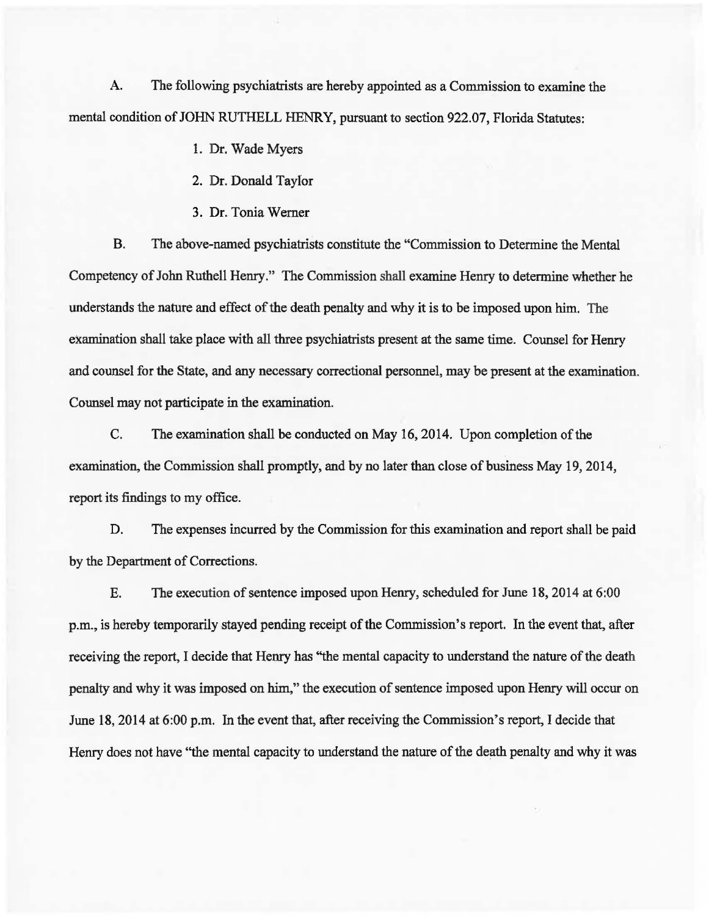A. The following psychiatrists are hereby appointed as a Commission to examine the mental condition of JOHN RUTHELL HENRY, pursuant to section 922.07, Florida Statutes:

1. Dr. Wade Myers
2. Dr. Donald Taylor
3. Dr. Tonia Werner

B. The above-named psychiatrists constitute the "Commission to Determine the Mental Competency of John Ruthell Henry." The Commission shall examine Henry to determine whether he understands the nature and effect of the death penalty and why it is to be imposed upon him. The examination shall take place with all three psychiatrists present at the same time. Counsel for Henry and counsel for the State, and any necessary correctional personnel, may be present at the examination. Counsel may not participate in the examination.

C. The examination shall be conducted on May 16, 2014. Upon completion of the examination, the Commission shall promptly, and by no later than close of business May 19, 2014, report its findings to my office.

D. The expenses incurred by the Commission for this examination and report shall be paid by the Department of Corrections.

E. The execution of sentence imposed upon Henry, scheduled for June 18, 2014 at 6:00 p.m., is hereby temporarily stayed pending receipt of the Commission's report. In the event that, after receiving the report, I decide that Henry has "the mental capacity to understand the nature of the death penalty and why it was imposed on him," the execution of sentence imposed upon Henry will occur on June 18, 2014 at 6:00 p.m. In the event that, after receiving the Commission's report, I decide that Henry does not have "the mental capacity to understand the nature of the death penalty and why it was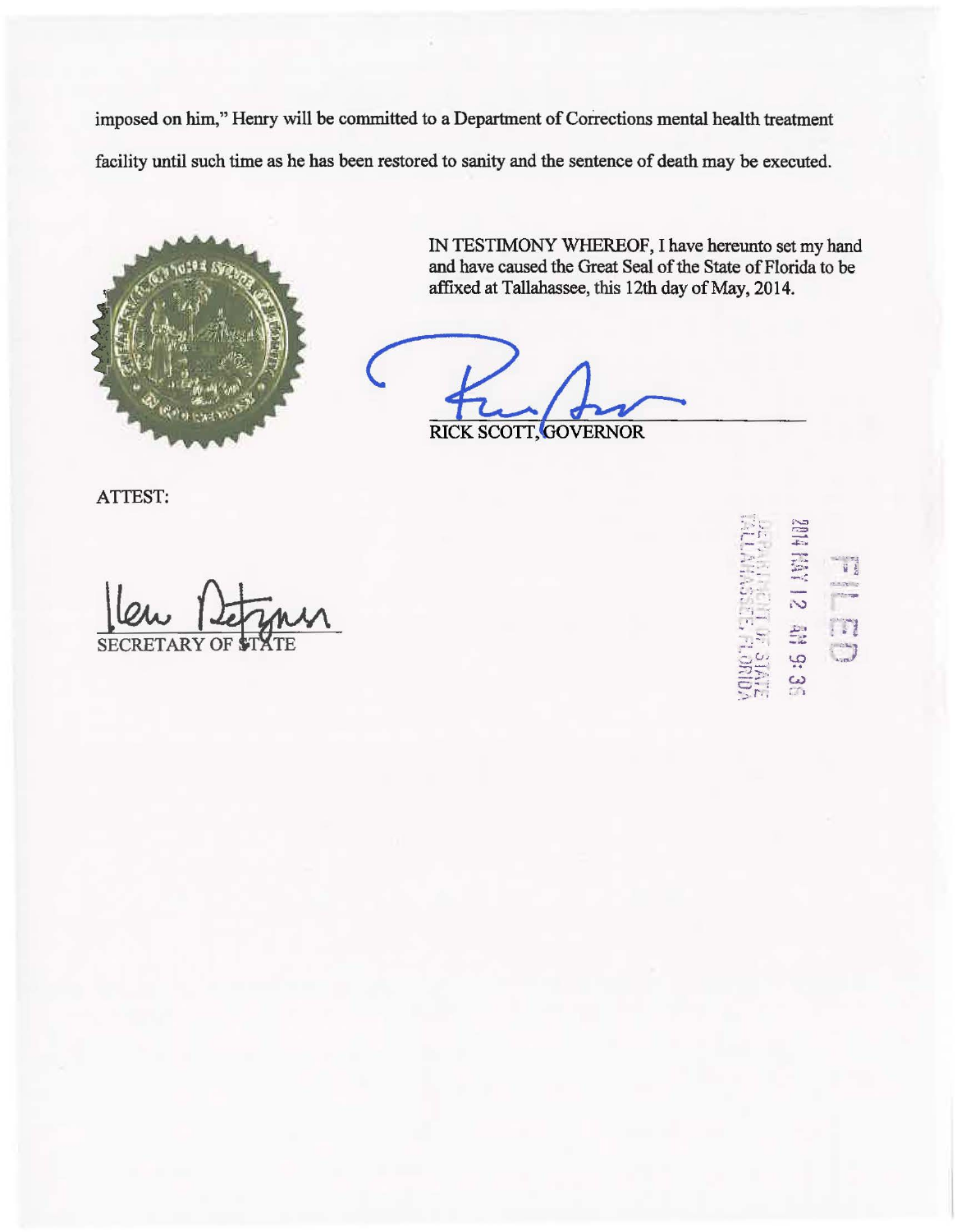imposed on him," Henry will be committed to a Department of Corrections mental health treatment facility until such time as he has been restored to sanity and the sentence of death may be executed.

IN TESTIMONY WHEREOF, I have hereunto set my hand and have caused the Great Seal of the State of Florida to be affixed at Tallahassee, this 12th day of May, 2014.

RICK SCOTT, GOVERNOR

ATTEST:

SECRETARY OF STATE

FILED

2014 MAY 12 AM 9:35

DEPARTMENT OF STATE
TALLAHASSEE, FLORIDA